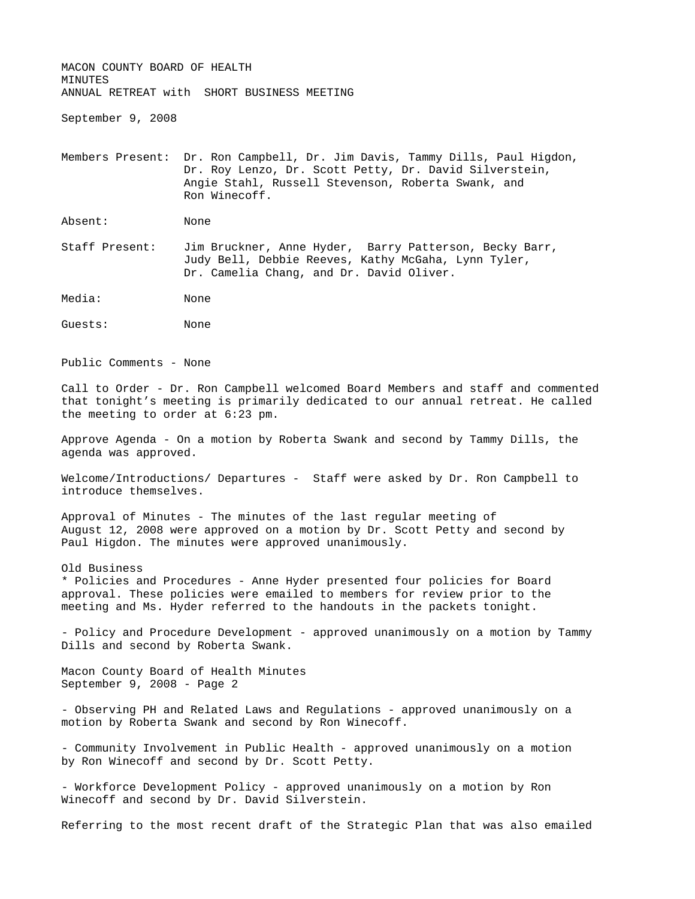MACON COUNTY BOARD OF HEALTH
MINUTES
ANNUAL RETREAT with SHORT BUSINESS MEETING

September 9, 2008

Members Present: Dr. Ron Campbell, Dr. Jim Davis, Tammy Dills, Paul Higdon, Dr. Roy Lenzo, Dr. Scott Petty, Dr. David Silverstein, Angie Stahl, Russell Stevenson, Roberta Swank, and Ron Winecoff.

Absent: None

Staff Present: Jim Bruckner, Anne Hyder, Barry Patterson, Becky Barr, Judy Bell, Debbie Reeves, Kathy McGaha, Lynn Tyler, Dr. Camelia Chang, and Dr. David Oliver.

Media: None

Guests: None

Public Comments - None

Call to Order - Dr. Ron Campbell welcomed Board Members and staff and commented that tonight's meeting is primarily dedicated to our annual retreat. He called the meeting to order at 6:23 pm.

Approve Agenda - On a motion by Roberta Swank and second by Tammy Dills, the agenda was approved.

Welcome/Introductions/ Departures - Staff were asked by Dr. Ron Campbell to introduce themselves.

Approval of Minutes - The minutes of the last regular meeting of August 12, 2008 were approved on a motion by Dr. Scott Petty and second by Paul Higdon. The minutes were approved unanimously.

Old Business

* Policies and Procedures - Anne Hyder presented four policies for Board approval. These policies were emailed to members for review prior to the meeting and Ms. Hyder referred to the handouts in the packets tonight.

- Policy and Procedure Development - approved unanimously on a motion by Tammy Dills and second by Roberta Swank.

- Observing PH and Related Laws and Regulations - approved unanimously on a motion by Roberta Swank and second by Ron Winecoff.

- Community Involvement in Public Health - approved unanimously on a motion by Ron Winecoff and second by Dr. Scott Petty.

- Workforce Development Policy - approved unanimously on a motion by Ron Winecoff and second by Dr. David Silverstein.

Referring to the most recent draft of the Strategic Plan that was also emailed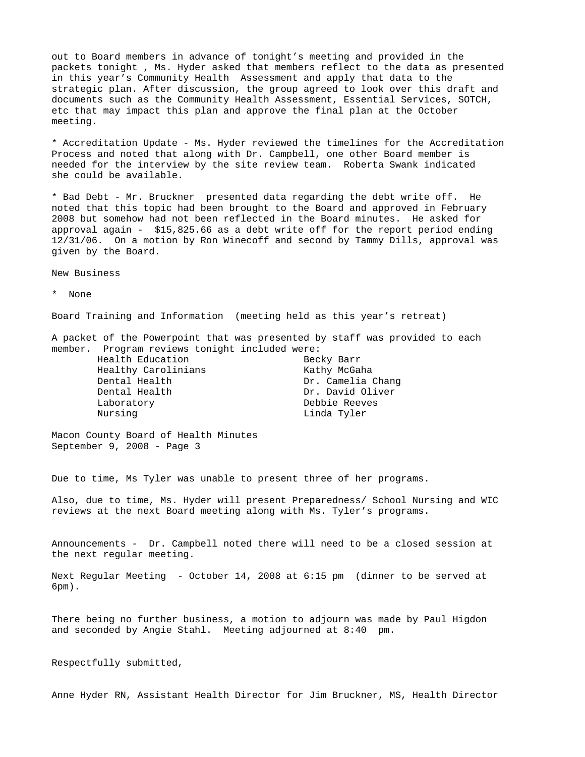out to Board members in advance of tonight's meeting and provided in the packets tonight , Ms. Hyder asked that members reflect to the data as presented in this year's Community Health Assessment and apply that data to the strategic plan. After discussion, the group agreed to look over this draft and documents such as the Community Health Assessment, Essential Services, SOTCH, etc that may impact this plan and approve the final plan at the October meeting.

* Accreditation Update - Ms. Hyder reviewed the timelines for the Accreditation Process and noted that along with Dr. Campbell, one other Board member is needed for the interview by the site review team. Roberta Swank indicated she could be available.

* Bad Debt - Mr. Bruckner presented data regarding the debt write off. He noted that this topic had been brought to the Board and approved in February 2008 but somehow had not been reflected in the Board minutes. He asked for approval again - $15,825.66 as a debt write off for the report period ending 12/31/06. On a motion by Ron Winecoff and second by Tammy Dills, approval was given by the Board.

New Business

* None

Board Training and Information (meeting held as this year's retreat)

A packet of the Powerpoint that was presented by staff was provided to each member. Program reviews tonight included were:

| | |
|---|---|
| Health Education | Becky Barr |
| Healthy Carolinians | Kathy McGaha |
| Dental Health | Dr. Camelia Chang |
| Dental Health | Dr. David Oliver |
| Laboratory | Debbie Reeves |
| Nursing | Linda Tyler |

Due to time, Ms Tyler was unable to present three of her programs.

Also, due to time, Ms. Hyder will present Preparedness/ School Nursing and WIC reviews at the next Board meeting along with Ms. Tyler's programs.

Announcements - Dr. Campbell noted there will need to be a closed session at the next regular meeting.

Next Regular Meeting - October 14, 2008 at 6:15 pm (dinner to be served at 6pm).

There being no further business, a motion to adjourn was made by Paul Higdon and seconded by Angie Stahl. Meeting adjourned at 8:40 pm.

Respectfully submitted,

Anne Hyder RN, Assistant Health Director for Jim Bruckner, MS, Health Director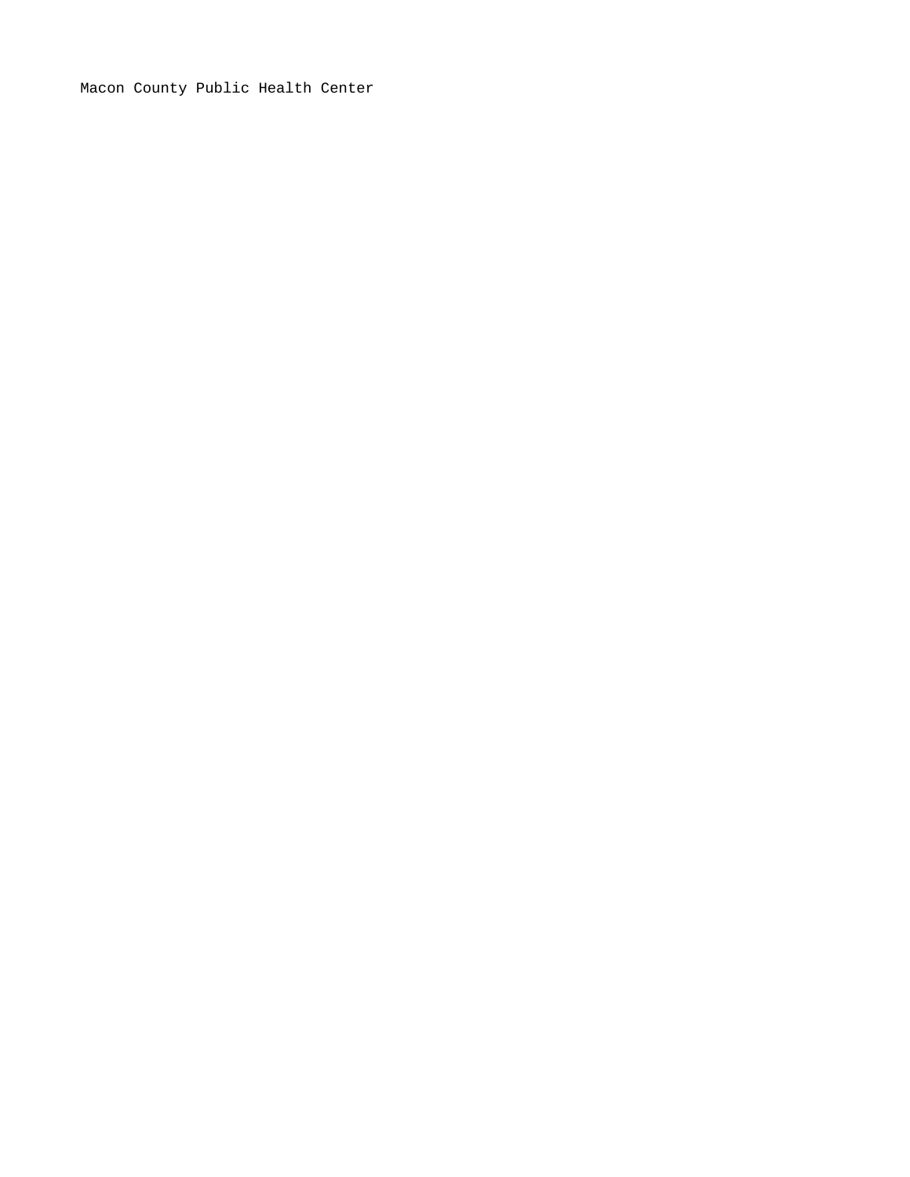Macon County Public Health Center